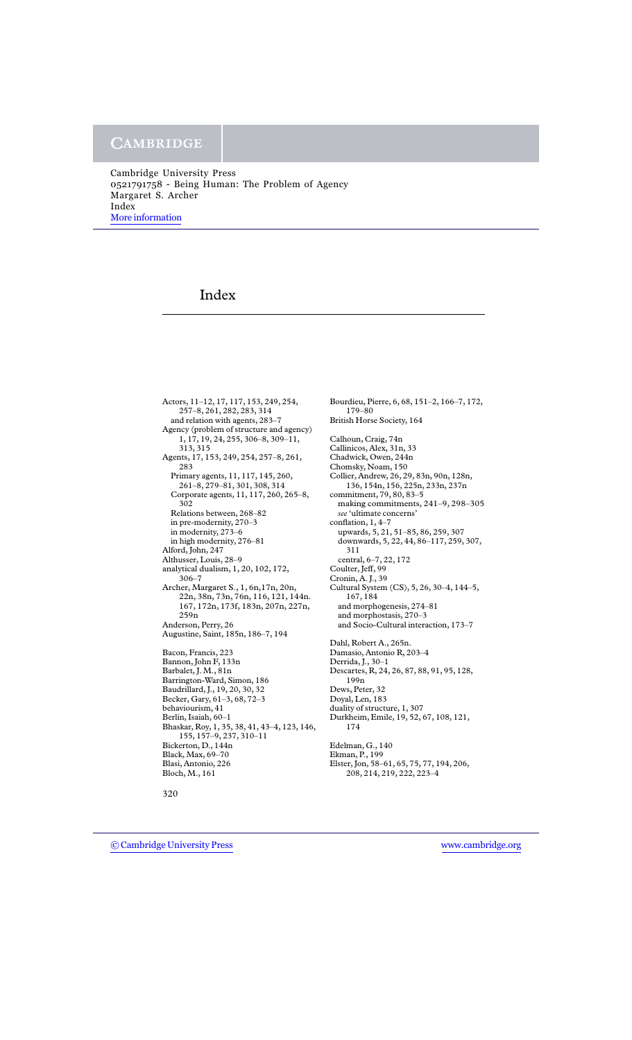# Index

Actors, 11–12, 17, 117, 153, 249, 254, 257–8, 261, 282, 283, 314
  and relation with agents, 283–7
Agency (problem of structure and agency) 1, 17, 19, 24, 255, 306–8, 309–11, 313, 315
Agents, 17, 153, 249, 254, 257–8, 261, 283
  Primary agents, 11, 117, 145, 260, 261–8, 279–81, 301, 308, 314
  Corporate agents, 11, 117, 260, 265–8, 302
  Relations between, 268–82
  in pre-modernity, 270–3
  in modernity, 273–6
  in high modernity, 276–81
Alford, John, 247
Althusser, Louis, 28–9
analytical dualism, 1, 20, 102, 172, 306–7
Archer, Margaret S., 1, 6n,17n, 20n, 22n, 38n, 73n, 76n, 116, 121, 144n. 167, 172n, 173f, 183n, 207n, 227n, 259n
Anderson, Perry, 26
Augustine, Saint, 185n, 186–7, 194

Bacon, Francis, 223
Bannon, John F, 133n
Barbalet, J. M., 81n
Barrington-Ward, Simon, 186
Baudrillard, J., 19, 20, 30, 32
Becker, Gary, 61–3, 68, 72–3
behaviourism, 41
Berlin, Isaiah, 60–1
Bhaskar, Roy, 1, 35, 38, 41, 43–4, 123, 146, 155, 157–9, 237, 310–11
Bickerton, D., 144n
Black, Max, 69–70
Blasi, Antonio, 226
Bloch, M., 161
Bourdieu, Pierre, 6, 68, 151–2, 166–7, 172, 179–80
British Horse Society, 164

Calhoun, Craig, 74n
Callinicos, Alex, 31n, 33
Chadwick, Owen, 244n
Chomsky, Noam, 150
Collier, Andrew, 26, 29, 83n, 90n, 128n, 136, 154n, 156, 225n, 233n, 237n
commitment, 79, 80, 83–5
  making commitments, 241–9, 298–305
  *see* 'ultimate concerns'
conflation, 1, 4–7
  upwards, 5, 21, 51–85, 86, 259, 307
  downwards, 5, 22, 44, 86–117, 259, 307, 311
  central, 6–7, 22, 172
Coulter, Jeff, 99
Cronin, A. J., 39
Cultural System (CS), 5, 26, 30–4, 144–5, 167, 184
  and morphogenesis, 274–81
  and morphostasis, 270–3
  and Socio-Cultural interaction, 173–7

Dahl, Robert A., 265n.
Damasio, Antonio R, 203–4
Derrida, J., 30–1
Descartes, R, 24, 26, 87, 88, 91, 95, 128, 199n
Dews, Peter, 32
Doyal, Len, 183
duality of structure, 1, 307
Durkheim, Emile, 19, 52, 67, 108, 121, 174

Edelman, G., 140
Ekman, P., 199
Elster, Jon, 58–61, 65, 75, 77, 194, 206, 208, 214, 219, 222, 223–4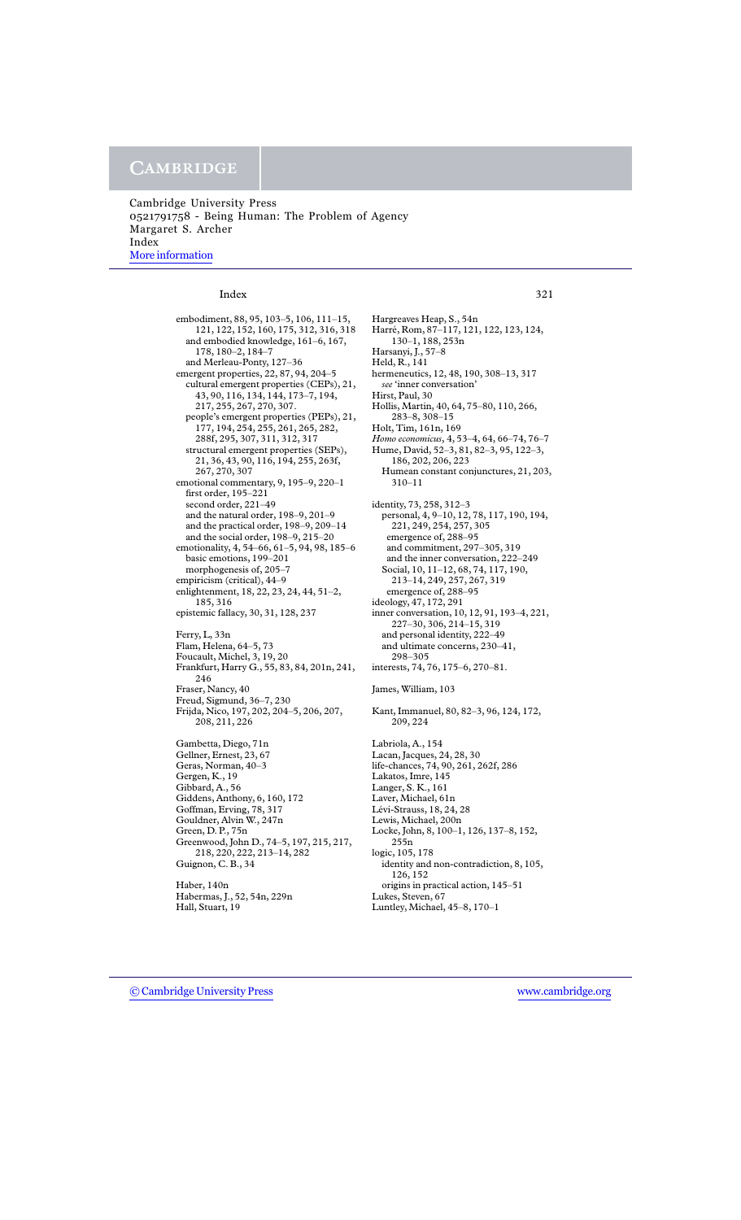# Index

embodiment, 88, 95, 103–5, 106, 111–15, 121, 122, 152, 160, 175, 312, 316, 318
  and embodied knowledge, 161–6, 167, 178, 180–2, 184–7
  and Merleau-Ponty, 127–36
emergent properties, 22, 87, 94, 204–5
  cultural emergent properties (CEPs), 21, 43, 90, 116, 134, 144, 173–7, 194, 217, 255, 267, 270, 307.
  people's emergent properties (PEPs), 21, 177, 194, 254, 255, 261, 265, 282, 288f, 295, 307, 311, 312, 317
  structural emergent properties (SEPs), 21, 36, 43, 90, 116, 194, 255, 263f, 267, 270, 307
emotional commentary, 9, 195–9, 220–1
  first order, 195–221
  second order, 221–49
  and the natural order, 198–9, 201–9
  and the practical order, 198–9, 209–14
  and the social order, 198–9, 215–20
emotionality, 4, 54–66, 61–5, 94, 98, 185–6
  basic emotions, 199–201
  morphogenesis of, 205–7
empiricism (critical), 44–9
enlightenment, 18, 22, 23, 24, 44, 51–2, 185, 316
epistemic fallacy, 30, 31, 128, 237

Ferry, L, 33n
Flam, Helena, 64–5, 73
Foucault, Michel, 3, 19, 20
Frankfurt, Harry G., 55, 83, 84, 201n, 241, 246
Fraser, Nancy, 40
Freud, Sigmund, 36–7, 230
Frijda, Nico, 197, 202, 204–5, 206, 207, 208, 211, 226

Gambetta, Diego, 71n
Gellner, Ernest, 23, 67
Geras, Norman, 40–3
Gergen, K., 19
Gibbard, A., 56
Giddens, Anthony, 6, 160, 172
Goffman, Erving, 78, 317
Gouldner, Alvin W., 247n
Green, D. P., 75n
Greenwood, John D., 74–5, 197, 215, 217, 218, 220, 222, 213–14, 282
Guignon, C. B., 34

Haber, 140n
Habermas, J., 52, 54n, 229n
Hall, Stuart, 19
Hargreaves Heap, S., 54n
Harré, Rom, 87–117, 121, 122, 123, 124, 130–1, 188, 253n
Harsanyi, J., 57–8
Held, R., 141
hermeneutics, 12, 48, 190, 308–13, 317
  *see* 'inner conversation'
Hirst, Paul, 30
Hollis, Martin, 40, 64, 75–80, 110, 266, 283–8, 308–15
Holt, Tim, 161n, 169
*Homo economicus*, 4, 53–4, 64, 66–74, 76–7
Hume, David, 52–3, 81, 82–3, 95, 122–3, 186, 202, 206, 223
  Humean constant conjunctures, 21, 203, 310–11

identity, 73, 258, 312–3
  personal, 4, 9–10, 12, 78, 117, 190, 194, 221, 249, 254, 257, 305
  emergence of, 288–95
  and commitment, 297–305, 319
  and the inner conversation, 222–249
  Social, 10, 11–12, 68, 74, 117, 190, 213–14, 249, 257, 267, 319
  emergence of, 288–95
ideology, 47, 172, 291
inner conversation, 10, 12, 91, 193–4, 221, 227–30, 306, 214–15, 319
  and personal identity, 222–49
  and ultimate concerns, 230–41, 298–305
interests, 74, 76, 175–6, 270–81.

James, William, 103

Kant, Immanuel, 80, 82–3, 96, 124, 172, 209, 224

Labriola, A., 154
Lacan, Jacques, 24, 28, 30
life-chances, 74, 90, 261, 262f, 286
Lakatos, Imre, 145
Langer, S. K., 161
Laver, Michael, 61n
Lévi-Strauss, 18, 24, 28
Lewis, Michael, 200n
Locke, John, 8, 100–1, 126, 137–8, 152, 255n
logic, 105, 178
  identity and non-contradiction, 8, 105, 126, 152
  origins in practical action, 145–51
Lukes, Steven, 67
Luntley, Michael, 45–8, 170–1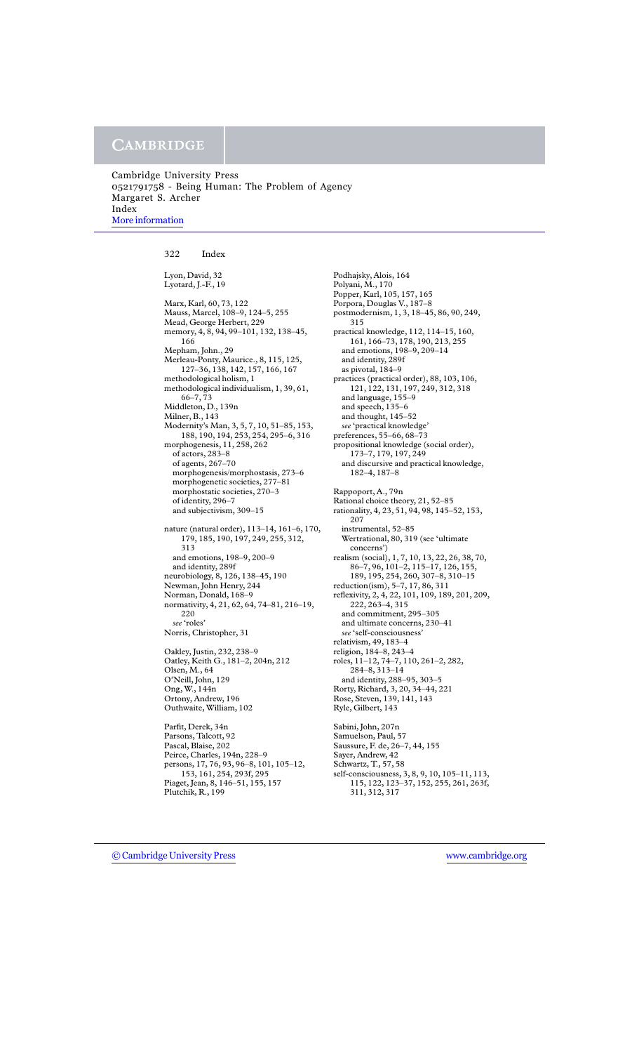Lyon, David, 32
Lyotard, J.-F., 19

Marx, Karl, 60, 73, 122
Mauss, Marcel, 108–9, 124–5, 255
Mead, George Herbert, 229
memory, 4, 8, 94, 99–101, 132, 138–45, 166
Mepham, John., 29
Merleau-Ponty, Maurice., 8, 115, 125, 127–36, 138, 142, 157, 166, 167
methodological holism, 1
methodological individualism, 1, 39, 61, 66–7, 73
Middleton, D., 139n
Milner, B., 143
Modernity's Man, 3, 5, 7, 10, 51–85, 153, 188, 190, 194, 253, 254, 295–6, 316
morphogenesis, 11, 258, 262
  of actors, 283–8
  of agents, 267–70
  morphogenesis/morphostasis, 273–6
  morphogenetic societies, 277–81
  morphostatic societies, 270–3
  of identity, 296–7
  and subjectivism, 309–15

nature (natural order), 113–14, 161–6, 170, 179, 185, 190, 197, 249, 255, 312, 313
  and emotions, 198–9, 200–9
  and identity, 289f
neurobiology, 8, 126, 138–45, 190
Newman, John Henry, 244
Norman, Donald, 168–9
normativity, 4, 21, 62, 64, 74–81, 216–19, 220
  *see* 'roles'
Norris, Christopher, 31

Oakley, Justin, 232, 238–9
Oatley, Keith G., 181–2, 204n, 212
Olsen, M., 64
O'Neill, John, 129
Ong, W., 144n
Ortony, Andrew, 196
Outhwaite, William, 102

Parfit, Derek, 34n
Parsons, Talcott, 92
Pascal, Blaise, 202
Peirce, Charles, 194n, 228–9
persons, 17, 76, 93, 96–8, 101, 105–12, 153, 161, 254, 293f, 295
Piaget, Jean, 8, 146–51, 155, 157
Plutchik, R., 199
Podhajsky, Alois, 164
Polyani, M., 170
Popper, Karl, 105, 157, 165
Porpora, Douglas V., 187–8
postmodernism, 1, 3, 18–45, 86, 90, 249, 315
practical knowledge, 112, 114–15, 160, 161, 166–73, 178, 190, 213, 255
  and emotions, 198–9, 209–14
  and identity, 289f
  as pivotal, 184–9
practices (practical order), 88, 103, 106, 121, 122, 131, 197, 249, 312, 318
  and language, 155–9
  and speech, 135–6
  and thought, 145–52
  *see* 'practical knowledge'
preferences, 55–66, 68–73
propositional knowledge (social order), 173–7, 179, 197, 249
  and discursive and practical knowledge, 182–4, 187–8

Rappoport, A., 79n
Rational choice theory, 21, 52–85
rationality, 4, 23, 51, 94, 98, 145–52, 153, 207
  instrumental, 52–85
  Wertrational, 80, 319 (see 'ultimate concerns')
realism (social), 1, 7, 10, 13, 22, 26, 38, 70, 86–7, 96, 101–2, 115–17, 126, 155, 189, 195, 254, 260, 307–8, 310–15
reduction(ism), 5–7, 17, 86, 311
reflexivity, 2, 4, 22, 101, 109, 189, 201, 209, 222, 263–4, 315
  and commitment, 295–305
  and ultimate concerns, 230–41
  *see* 'self-consciousness'
relativism, 49, 183–4
religion, 184–8, 243–4
roles, 11–12, 74–7, 110, 261–2, 282, 284–8, 313–14
  and identity, 288–95, 303–5
Rorty, Richard, 3, 20, 34–44, 221
Rose, Steven, 139, 141, 143
Ryle, Gilbert, 143

Sabini, John, 207n
Samuelson, Paul, 57
Saussure, F. de, 26–7, 44, 155
Sayer, Andrew, 42
Schwartz, T., 57, 58
self-consciousness, 3, 8, 9, 10, 105–11, 113, 115, 122, 123–37, 152, 255, 261, 263f, 311, 312, 317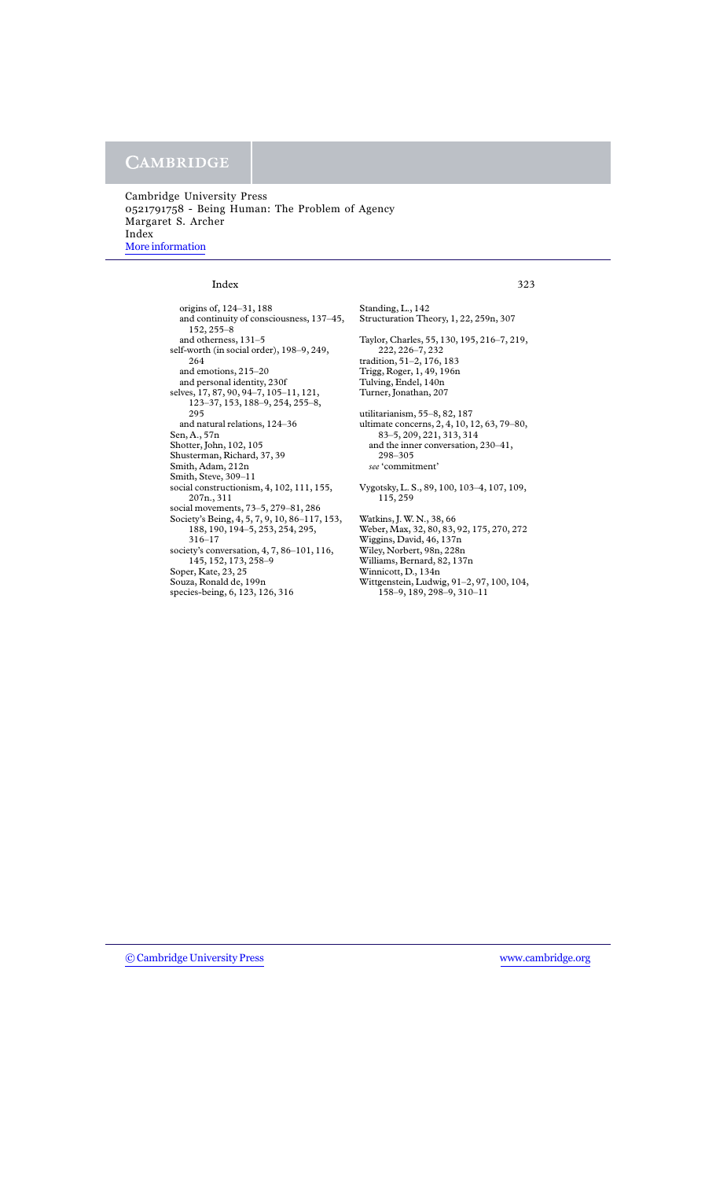origins of, 124–31, 188
  and continuity of consciousness, 137–45, 152, 255–8
  and otherness, 131–5
self-worth (in social order), 198–9, 249, 264
  and emotions, 215–20
  and personal identity, 230f
selves, 17, 87, 90, 94–7, 105–11, 121, 123–37, 153, 188–9, 254, 255–8, 295
  and natural relations, 124–36
Sen, A., 57n
Shotter, John, 102, 105
Shusterman, Richard, 37, 39
Smith, Adam, 212n
Smith, Steve, 309–11
social constructionism, 4, 102, 111, 155, 207n., 311
social movements, 73–5, 279–81, 286
Society's Being, 4, 5, 7, 9, 10, 86–117, 153, 188, 190, 194–5, 253, 254, 295, 316–17
society's conversation, 4, 7, 86–101, 116, 145, 152, 173, 258–9
Soper, Kate, 23, 25
Souza, Ronald de, 199n
species-being, 6, 123, 126, 316

Standing, L., 142
Structuration Theory, 1, 22, 259n, 307

Taylor, Charles, 55, 130, 195, 216–7, 219, 222, 226–7, 232
tradition, 51–2, 176, 183
Trigg, Roger, 1, 49, 196n
Tulving, Endel, 140n
Turner, Jonathan, 207

utilitarianism, 55–8, 82, 187
ultimate concerns, 2, 4, 10, 12, 63, 79–80, 83–5, 209, 221, 313, 314
  and the inner conversation, 230–41, 298–305
  *see* 'commitment'

Vygotsky, L. S., 89, 100, 103–4, 107, 109, 115, 259

Watkins, J. W. N., 38, 66
Weber, Max, 32, 80, 83, 92, 175, 270, 272
Wiggins, David, 46, 137n
Wiley, Norbert, 98n, 228n
Williams, Bernard, 82, 137n
Winnicott, D., 134n
Wittgenstein, Ludwig, 91–2, 97, 100, 104, 158–9, 189, 298–9, 310–11